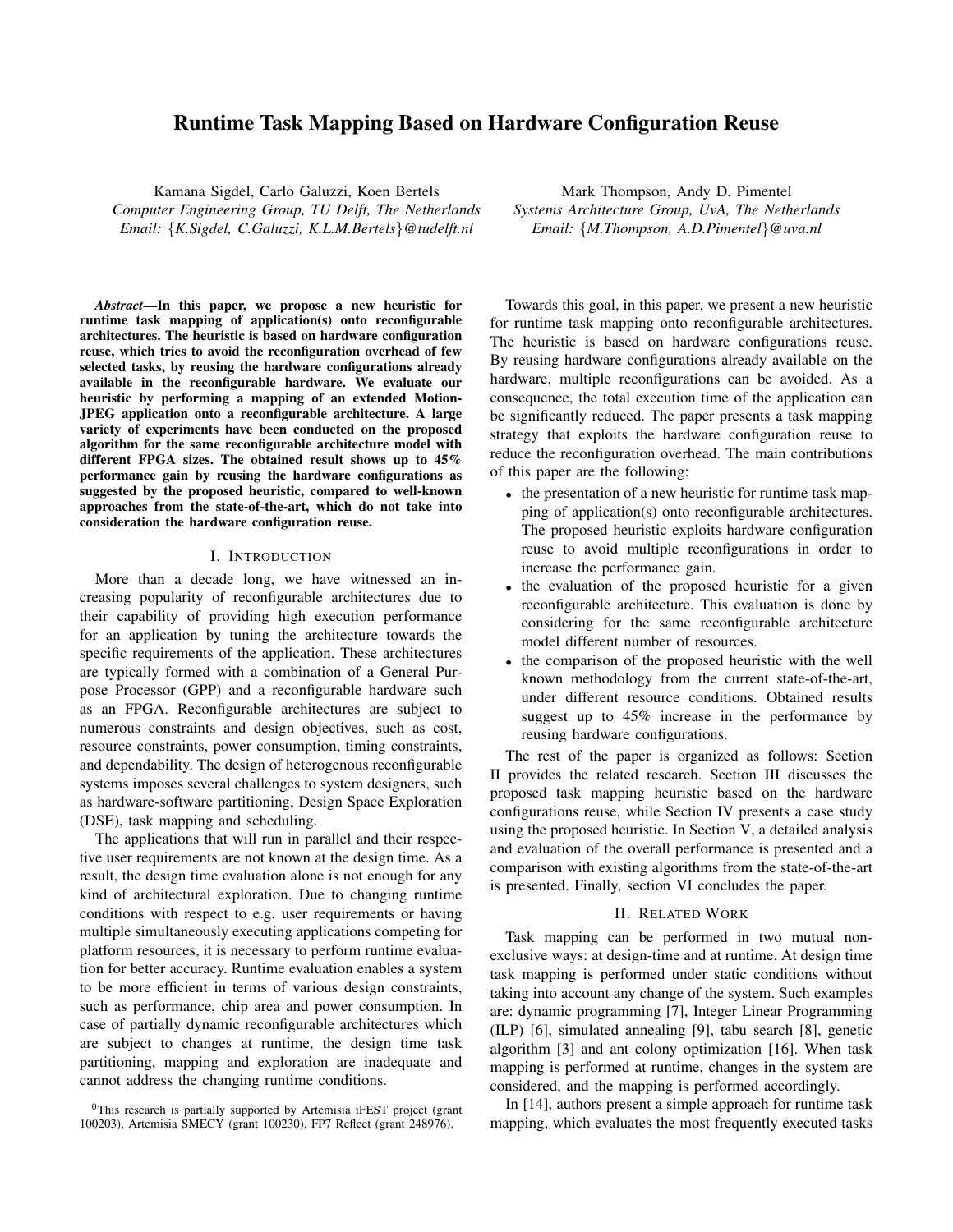# Runtime Task Mapping Based on Hardware Configuration Reuse

Kamana Sigdel, Carlo Galuzzi, Koen Bertels
*Computer Engineering Group, TU Delft, The Netherlands*
*Email: {K.Sigdel, C.Galuzzi, K.L.M.Bertels}@tudelft.nl*

Mark Thompson, Andy D. Pimentel
*Systems Architecture Group, UvA, The Netherlands*
*Email: {M.Thompson, A.D.Pimentel}@uva.nl*

***Abstract*—In this paper, we propose a new heuristic for runtime task mapping of application(s) onto reconfigurable architectures. The heuristic is based on hardware configuration reuse, which tries to avoid the reconfiguration overhead of few selected tasks, by reusing the hardware configurations already available in the reconfigurable hardware. We evaluate our heuristic by performing a mapping of an extended Motion-JPEG application onto a reconfigurable architecture. A large variety of experiments have been conducted on the proposed algorithm for the same reconfigurable architecture model with different FPGA sizes. The obtained result shows up to 45% performance gain by reusing the hardware configurations as suggested by the proposed heuristic, compared to well-known approaches from the state-of-the-art, which do not take into consideration the hardware configuration reuse.**

## I. Introduction

More than a decade long, we have witnessed an increasing popularity of reconfigurable architectures due to their capability of providing high execution performance for an application by tuning the architecture towards the specific requirements of the application. These architectures are typically formed with a combination of a General Purpose Processor (GPP) and a reconfigurable hardware such as an FPGA. Reconfigurable architectures are subject to numerous constraints and design objectives, such as cost, resource constraints, power consumption, timing constraints, and dependability. The design of heterogenous reconfigurable systems imposes several challenges to system designers, such as hardware-software partitioning, Design Space Exploration (DSE), task mapping and scheduling.

The applications that will run in parallel and their respective user requirements are not known at the design time. As a result, the design time evaluation alone is not enough for any kind of architectural exploration. Due to changing runtime conditions with respect to e.g. user requirements or having multiple simultaneously executing applications competing for platform resources, it is necessary to perform runtime evaluation for better accuracy. Runtime evaluation enables a system to be more efficient in terms of various design constraints, such as performance, chip area and power consumption. In case of partially dynamic reconfigurable architectures which are subject to changes at runtime, the design time task partitioning, mapping and exploration are inadequate and cannot address the changing runtime conditions.

[0]This research is partially supported by Artemisia iFEST project (grant 100203), Artemisia SMECY (grant 100230), FP7 Reflect (grant 248976).

Towards this goal, in this paper, we present a new heuristic for runtime task mapping onto reconfigurable architectures. The heuristic is based on hardware configurations reuse. By reusing hardware configurations already available on the hardware, multiple reconfigurations can be avoided. As a consequence, the total execution time of the application can be significantly reduced. The paper presents a task mapping strategy that exploits the hardware configuration reuse to reduce the reconfiguration overhead. The main contributions of this paper are the following:

- the presentation of a new heuristic for runtime task mapping of application(s) onto reconfigurable architectures. The proposed heuristic exploits hardware configuration reuse to avoid multiple reconfigurations in order to increase the performance gain.
- the evaluation of the proposed heuristic for a given reconfigurable architecture. This evaluation is done by considering for the same reconfigurable architecture model different number of resources.
- the comparison of the proposed heuristic with the well known methodology from the current state-of-the-art, under different resource conditions. Obtained results suggest up to 45% increase in the performance by reusing hardware configurations.

The rest of the paper is organized as follows: Section II provides the related research. Section III discusses the proposed task mapping heuristic based on the hardware configurations reuse, while Section IV presents a case study using the proposed heuristic. In Section V, a detailed analysis and evaluation of the overall performance is presented and a comparison with existing algorithms from the state-of-the-art is presented. Finally, section VI concludes the paper.

## II. Related Work

Task mapping can be performed in two mutual non-exclusive ways: at design-time and at runtime. At design time task mapping is performed under static conditions without taking into account any change of the system. Such examples are: dynamic programming [7], Integer Linear Programming (ILP) [6], simulated annealing [9], tabu search [8], genetic algorithm [3] and ant colony optimization [16]. When task mapping is performed at runtime, changes in the system are considered, and the mapping is performed accordingly.

In [14], authors present a simple approach for runtime task mapping, which evaluates the most frequently executed tasks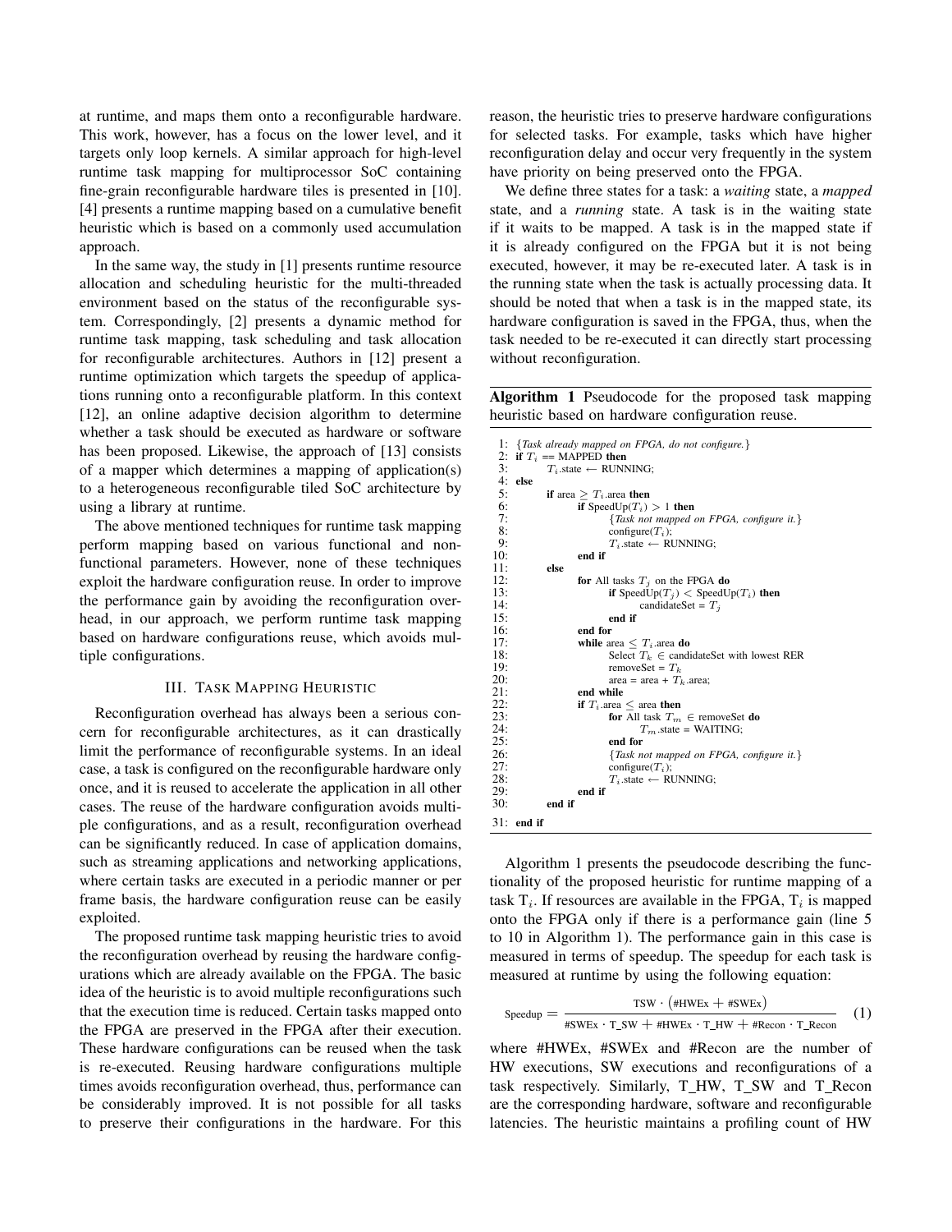at runtime, and maps them onto a reconfigurable hardware. This work, however, has a focus on the lower level, and it targets only loop kernels. A similar approach for high-level runtime task mapping for multiprocessor SoC containing fine-grain reconfigurable hardware tiles is presented in [10]. [4] presents a runtime mapping based on a cumulative benefit heuristic which is based on a commonly used accumulation approach.

In the same way, the study in [1] presents runtime resource allocation and scheduling heuristic for the multi-threaded environment based on the status of the reconfigurable system. Correspondingly, [2] presents a dynamic method for runtime task mapping, task scheduling and task allocation for reconfigurable architectures. Authors in [12] present a runtime optimization which targets the speedup of applications running onto a reconfigurable platform. In this context [12], an online adaptive decision algorithm to determine whether a task should be executed as hardware or software has been proposed. Likewise, the approach of [13] consists of a mapper which determines a mapping of application(s) to a heterogeneous reconfigurable tiled SoC architecture by using a library at runtime.

The above mentioned techniques for runtime task mapping perform mapping based on various functional and non-functional parameters. However, none of these techniques exploit the hardware configuration reuse. In order to improve the performance gain by avoiding the reconfiguration overhead, in our approach, we perform runtime task mapping based on hardware configurations reuse, which avoids multiple configurations.

## III. Task Mapping Heuristic

Reconfiguration overhead has always been a serious concern for reconfigurable architectures, as it can drastically limit the performance of reconfigurable systems. In an ideal case, a task is configured on the reconfigurable hardware only once, and it is reused to accelerate the application in all other cases. The reuse of the hardware configuration avoids multiple configurations, and as a result, reconfiguration overhead can be significantly reduced. In case of application domains, such as streaming applications and networking applications, where certain tasks are executed in a periodic manner or per frame basis, the hardware configuration reuse can be easily exploited.

The proposed runtime task mapping heuristic tries to avoid the reconfiguration overhead by reusing the hardware configurations which are already available on the FPGA. The basic idea of the heuristic is to avoid multiple reconfigurations such that the execution time is reduced. Certain tasks mapped onto the FPGA are preserved in the FPGA after their execution. These hardware configurations can be reused when the task is re-executed. Reusing hardware configurations multiple times avoids reconfiguration overhead, thus, performance can be considerably improved. It is not possible for all tasks to preserve their configurations in the hardware. For this reason, the heuristic tries to preserve hardware configurations for selected tasks. For example, tasks which have higher reconfiguration delay and occur very frequently in the system have priority on being preserved onto the FPGA.

We define three states for a task: a *waiting* state, a *mapped* state, and a *running* state. A task is in the waiting state if it waits to be mapped. A task is in the mapped state if it is already configured on the FPGA but it is not being executed, however, it may be re-executed later. A task is in the running state when the task is actually processing data. It should be noted that when a task is in the mapped state, its hardware configuration is saved in the FPGA, thus, when the task needed to be re-executed it can directly start processing without reconfiguration.

**Algorithm 1** Pseudocode for the proposed task mapping heuristic based on hardware configuration reuse.

```
1:  {Task already mapped on FPGA, do not configure.}
2:  if T_i == MAPPED then
3:      T_i.state ← RUNNING;
4:  else
5:      if area ≥ T_i.area then
6:          if SpeedUp(T_i) > 1 then
7:              {Task not mapped on FPGA, configure it.}
8:              configure(T_i);
9:              T_i.state ← RUNNING;
10:         end if
11:     else
12:         for All tasks T_j on the FPGA do
13:             if SpeedUp(T_j) < SpeedUp(T_i) then
14:                 candidateSet = T_j
15:             end if
16:         end for
17:         while area ≤ T_i.area do
18:             Select T_k ∈ candidateSet with lowest RER
19:             removeSet = T_k
20:             area = area + T_k.area;
21:         end while
22:         if T_i.area ≤ area then
23:             for All task T_m ∈ removeSet do
24:                 T_m.state = WAITING;
25:             end for
26:             {Task not mapped on FPGA, configure it.}
27:             configure(T_i);
28:             T_i.state ← RUNNING;
29:         end if
30:     end if
31: end if
```

Algorithm 1 presents the pseudocode describing the functionality of the proposed heuristic for runtime mapping of a task $T_i$. If resources are available in the FPGA, $T_i$ is mapped onto the FPGA only if there is a performance gain (line 5 to 10 in Algorithm 1). The performance gain in this case is measured in terms of speedup. The speedup for each task is measured at runtime by using the following equation:

$$\text{Speedup} = \frac{\text{TSW} \cdot \left(\#\text{HWEx} + \#\text{SWEx}\right)}{\#\text{SWEx} \cdot \text{T\_SW} + \#\text{HWEx} \cdot \text{T\_HW} + \#\text{Recon} \cdot \text{T\_Recon}} \quad (1)$$

where #HWEx, #SWEx and #Recon are the number of HW executions, SW executions and reconfigurations of a task respectively. Similarly, T_HW, T_SW and T_Recon are the corresponding hardware, software and reconfigurable latencies. The heuristic maintains a profiling count of HW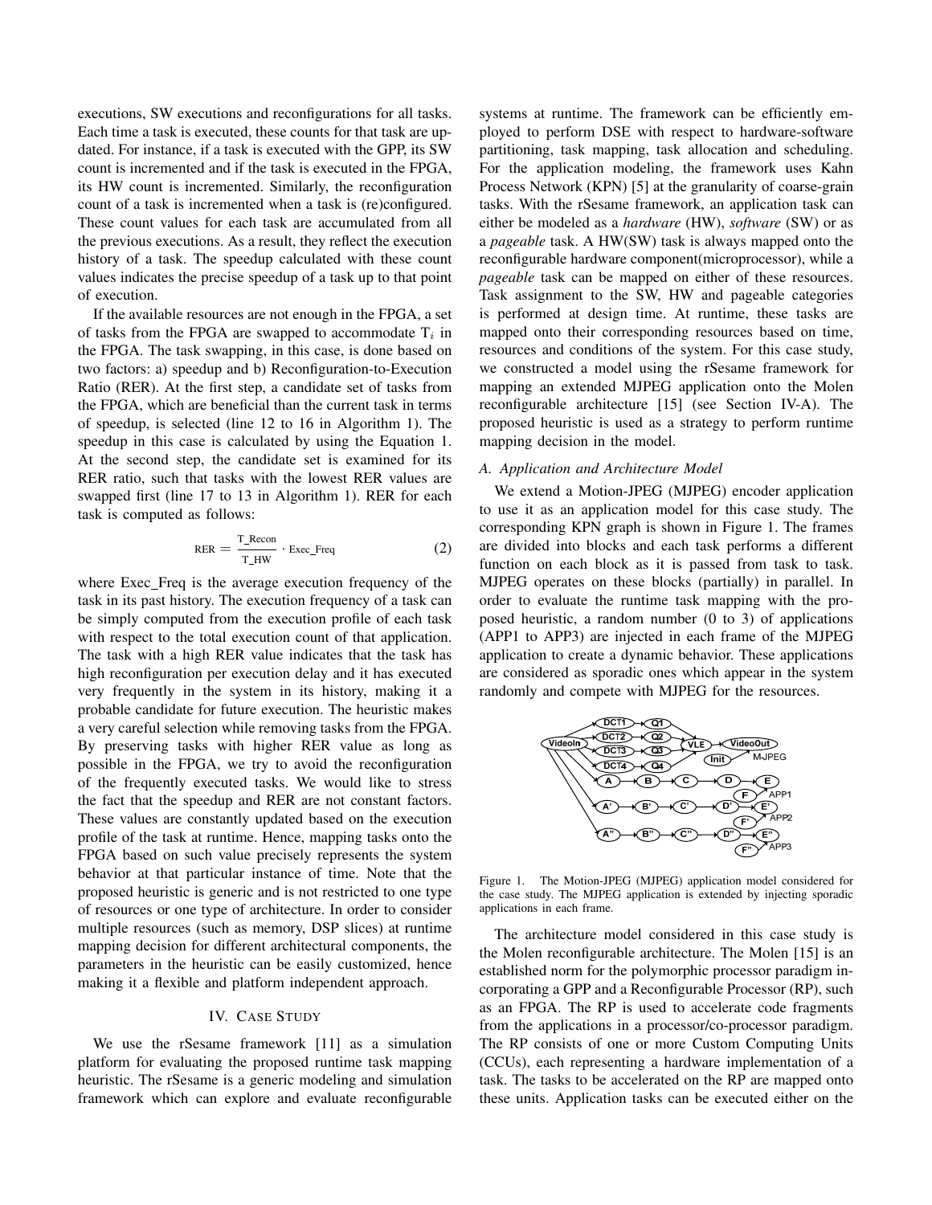executions, SW executions and reconfigurations for all tasks. Each time a task is executed, these counts for that task are updated. For instance, if a task is executed with the GPP, its SW count is incremented and if the task is executed in the FPGA, its HW count is incremented. Similarly, the reconfiguration count of a task is incremented when a task is (re)configured. These count values for each task are accumulated from all the previous executions. As a result, they reflect the execution history of a task. The speedup calculated with these count values indicates the precise speedup of a task up to that point of execution.

If the available resources are not enough in the FPGA, a set of tasks from the FPGA are swapped to accommodate $T_i$ in the FPGA. The task swapping, in this case, is done based on two factors: a) speedup and b) Reconfiguration-to-Execution Ratio (RER). At the first step, a candidate set of tasks from the FPGA, which are beneficial than the current task in terms of speedup, is selected (line 12 to 16 in Algorithm 1). The speedup in this case is calculated by using the Equation 1. At the second step, the candidate set is examined for its RER ratio, such that tasks with the lowest RER values are swapped first (line 17 to 13 in Algorithm 1). RER for each task is computed as follows:

$$\text{RER} = \frac{\text{T\_Recon}}{\text{T\_HW}} \cdot \text{Exec\_Freq} \tag{2}$$

where Exec_Freq is the average execution frequency of the task in its past history. The execution frequency of a task can be simply computed from the execution profile of each task with respect to the total execution count of that application. The task with a high RER value indicates that the task has high reconfiguration per execution delay and it has executed very frequently in the system in its history, making it a probable candidate for future execution. The heuristic makes a very careful selection while removing tasks from the FPGA. By preserving tasks with higher RER value as long as possible in the FPGA, we try to avoid the reconfiguration of the frequently executed tasks. We would like to stress the fact that the speedup and RER are not constant factors. These values are constantly updated based on the execution profile of the task at runtime. Hence, mapping tasks onto the FPGA based on such value precisely represents the system behavior at that particular instance of time. Note that the proposed heuristic is generic and is not restricted to one type of resources or one type of architecture. In order to consider multiple resources (such as memory, DSP slices) at runtime mapping decision for different architectural components, the parameters in the heuristic can be easily customized, hence making it a flexible and platform independent approach.

## IV. Case Study

We use the rSesame framework [11] as a simulation platform for evaluating the proposed runtime task mapping heuristic. The rSesame is a generic modeling and simulation framework which can explore and evaluate reconfigurable systems at runtime. The framework can be efficiently employed to perform DSE with respect to hardware-software partitioning, task mapping, task allocation and scheduling. For the application modeling, the framework uses Kahn Process Network (KPN) [5] at the granularity of coarse-grain tasks. With the rSesame framework, an application task can either be modeled as a *hardware* (HW), *software* (SW) or as a *pageable* task. A HW(SW) task is always mapped onto the reconfigurable hardware component(microprocessor), while a *pageable* task can be mapped on either of these resources. Task assignment to the SW, HW and pageable categories is performed at design time. At runtime, these tasks are mapped onto their corresponding resources based on time, resources and conditions of the system. For this case study, we constructed a model using the rSesame framework for mapping an extended MJPEG application onto the Molen reconfigurable architecture [15] (see Section IV-A). The proposed heuristic is used as a strategy to perform runtime mapping decision in the model.

### A. Application and Architecture Model

We extend a Motion-JPEG (MJPEG) encoder application to use it as an application model for this case study. The corresponding KPN graph is shown in Figure 1. The frames are divided into blocks and each task performs a different function on each block as it is passed from task to task. MJPEG operates on these blocks (partially) in parallel. In order to evaluate the runtime task mapping with the proposed heuristic, a random number (0 to 3) of applications (APP1 to APP3) are injected in each frame of the MJPEG application to create a dynamic behavior. These applications are considered as sporadic ones which appear in the system randomly and compete with MJPEG for the resources.

VideoIn
DCT1 Q1
DCT2 Q2
DCT3 Q3
DCT4 Q4
VLE
VideoOut
Init
M-JPEG
A B C D E F
APP1
A' B' C' D' E' F'
APP2
A" B" C" D" E" F"
APP3

Figure 1. The Motion-JPEG (MJPEG) application model considered for the case study. The MJPEG application is extended by injecting sporadic applications in each frame.

The architecture model considered in this case study is the Molen reconfigurable architecture. The Molen [15] is an established norm for the polymorphic processor paradigm incorporating a GPP and a Reconfigurable Processor (RP), such as an FPGA. The RP is used to accelerate code fragments from the applications in a processor/co-processor paradigm. The RP consists of one or more Custom Computing Units (CCUs), each representing a hardware implementation of a task. The tasks to be accelerated on the RP are mapped onto these units. Application tasks can be executed either on the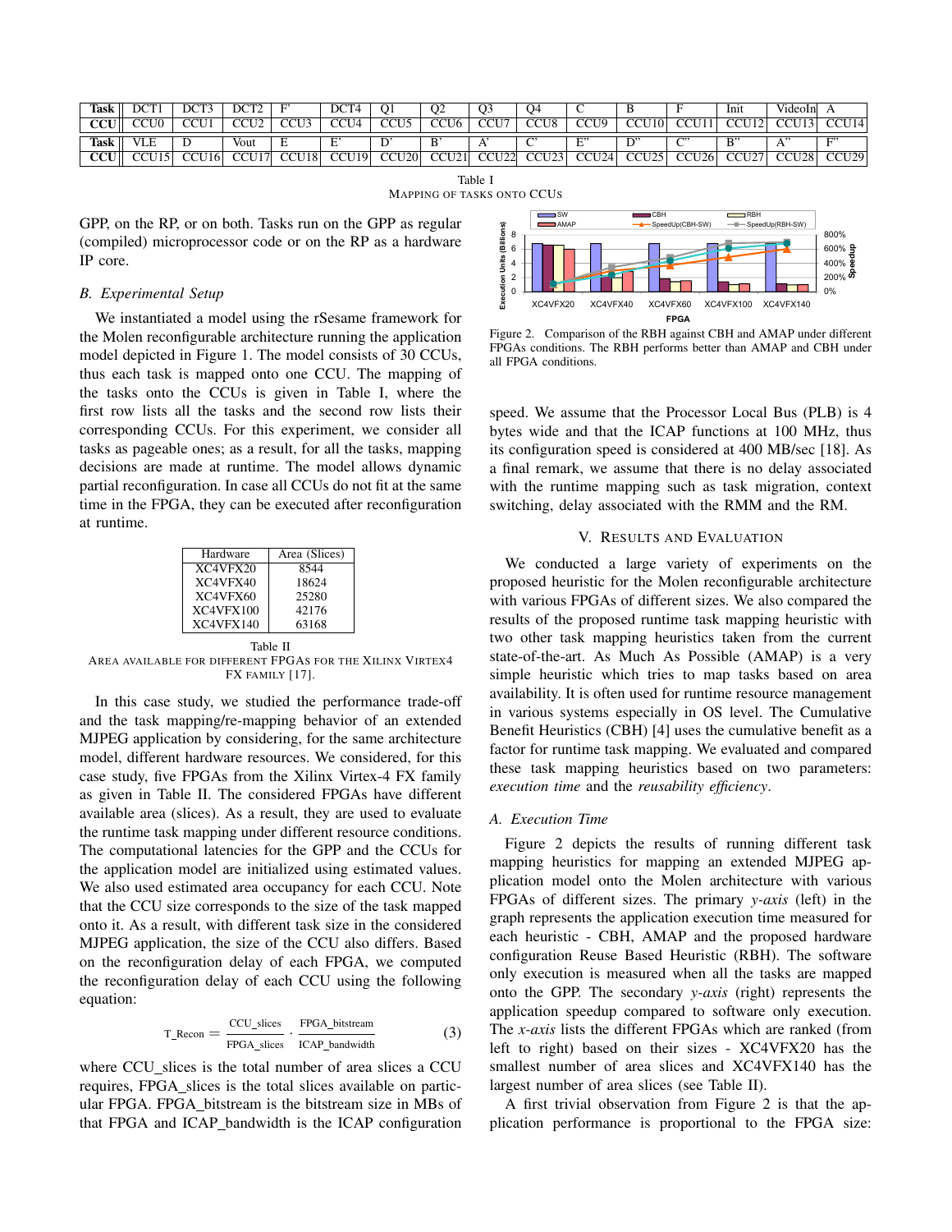| Task | DCT1 | DCT3 | DCT2 | F' | DCT4 | Q1 | Q2 | Q3 | Q4 | C | B | F | Init | VideoIn | A |
|---|---|---|---|---|---|---|---|---|---|---|---|---|---|---|---|
| CCU | CCU0 | CCU1 | CCU2 | CCU3 | CCU4 | CCU5 | CCU6 | CCU7 | CCU8 | CCU9 | CCU10 | CCU11 | CCU12 | CCU13 | CCU14 |
| **Task** | VLE | D | Vout | E | E' | D' | B' | A' | C' | E" | D" | C" | B" | A" | F" |
| **CCU** | CCU15 | CCU16 | CCU17 | CCU18 | CCU19 | CCU20 | CCU21 | CCU22 | CCU23 | CCU24 | CCU25 | CCU26 | CCU27 | CCU28 | CCU29 |

Table I
MAPPING OF TASKS ONTO CCUS

GPP, on the RP, or on both. Tasks run on the GPP as regular (compiled) microprocessor code or on the RP as a hardware IP core.

### B. Experimental Setup

We instantiated a model using the rSesame framework for the Molen reconfigurable architecture running the application model depicted in Figure 1. The model consists of 30 CCUs, thus each task is mapped onto one CCU. The mapping of the tasks onto the CCUs is given in Table I, where the first row lists all the tasks and the second row lists their corresponding CCUs. For this experiment, we consider all tasks as pageable ones; as a result, for all the tasks, mapping decisions are made at runtime. The model allows dynamic partial reconfiguration. In case all CCUs do not fit at the same time in the FPGA, they can be executed after reconfiguration at runtime.

| Hardware | Area (Slices) |
|---|---|
| XC4VFX20 | 8544 |
| XC4VFX40 | 18624 |
| XC4VFX60 | 25280 |
| XC4VFX100 | 42176 |
| XC4VFX140 | 63168 |

Table II
AREA AVAILABLE FOR DIFFERENT FPGAS FOR THE XILINX VIRTEX4 FX FAMILY [17].

In this case study, we studied the performance trade-off and the task mapping/re-mapping behavior of an extended MJPEG application by considering, for the same architecture model, different hardware resources. We considered, for this case study, five FPGAs from the Xilinx Virtex-4 FX family as given in Table II. The considered FPGAs have different available area (slices). As a result, they are used to evaluate the runtime task mapping under different resource conditions. The computational latencies for the GPP and the CCUs for the application model are initialized using estimated values. We also used estimated area occupancy for each CCU. Note that the CCU size corresponds to the size of the task mapped onto it. As a result, with different task size in the considered MJPEG application, the size of the CCU also differs. Based on the reconfiguration delay of each FPGA, we computed the reconfiguration delay of each CCU using the following equation:

$$T\_Recon = \frac{CCU\_slices}{FPGA\_slices} \cdot \frac{FPGA\_bitstream}{ICAP\_bandwidth} \quad (3)$$

where CCU_slices is the total number of area slices a CCU requires, FPGA_slices is the total slices available on particular FPGA. FPGA_bitstream is the bitstream size in MBs of that FPGA and ICAP_bandwidth is the ICAP configuration speed. We assume that the Processor Local Bus (PLB) is 4 bytes wide and that the ICAP functions at 100 MHz, thus its configuration speed is considered at 400 MB/sec [18]. As a final remark, we assume that there is no delay associated with the runtime mapping such as task migration, context switching, delay associated with the RMM and the RM.

Figure 2. Comparison of the RBH against CBH and AMAP under different FPGAs conditions. The RBH performs better than AMAP and CBH under all FPGA conditions.

## V. RESULTS AND EVALUATION

We conducted a large variety of experiments on the proposed heuristic for the Molen reconfigurable architecture with various FPGAs of different sizes. We also compared the results of the proposed runtime task mapping heuristic with two other task mapping heuristics taken from the current state-of-the-art. As Much As Possible (AMAP) is a very simple heuristic which tries to map tasks based on area availability. It is often used for runtime resource management in various systems especially in OS level. The Cumulative Benefit Heuristics (CBH) [4] uses the cumulative benefit as a factor for runtime task mapping. We evaluated and compared these task mapping heuristics based on two parameters: *execution time* and the *reusability efficiency*.

### A. Execution Time

Figure 2 depicts the results of running different task mapping heuristics for mapping an extended MJPEG application model onto the Molen architecture with various FPGAs of different sizes. The primary *y-axis* (left) in the graph represents the application execution time measured for each heuristic - CBH, AMAP and the proposed hardware configuration Reuse Based Heuristic (RBH). The software only execution is measured when all the tasks are mapped onto the GPP. The secondary *y-axis* (right) represents the application speedup compared to software only execution. The *x-axis* lists the different FPGAs which are ranked (from left to right) based on their sizes - XC4VFX20 has the smallest number of area slices and XC4VFX140 has the largest number of area slices (see Table II).

A first trivial observation from Figure 2 is that the application performance is proportional to the FPGA size: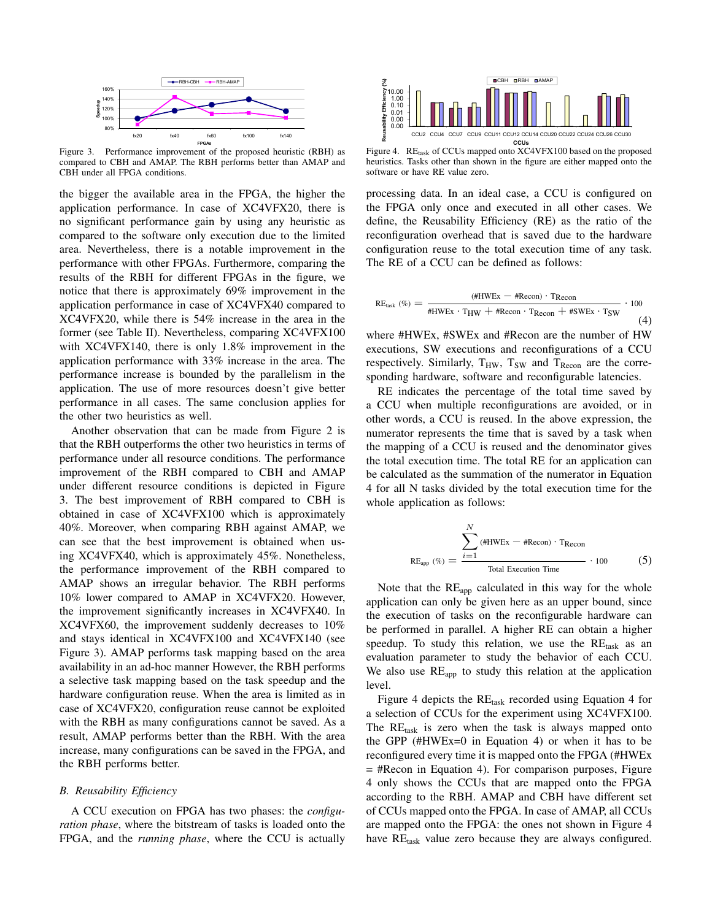Figure 3. Performance improvement of the proposed heuristic (RBH) as compared to CBH and AMAP. The RBH performs better than AMAP and CBH under all FPGA conditions.

the bigger the available area in the FPGA, the higher the application performance. In case of XC4VFX20, there is no significant performance gain by using any heuristic as compared to the software only execution due to the limited area. Nevertheless, there is a notable improvement in the performance with other FPGAs. Furthermore, comparing the results of the RBH for different FPGAs in the figure, we notice that there is approximately 69% improvement in the application performance in case of XC4VFX40 compared to XC4VFX20, while there is 54% increase in the area in the former (see Table II). Nevertheless, comparing XC4VFX100 with XC4VFX140, there is only 1.8% improvement in the application performance with 33% increase in the area. The performance increase is bounded by the parallelism in the application. The use of more resources doesn't give better performance in all cases. The same conclusion applies for the other two heuristics as well.

Another observation that can be made from Figure 2 is that the RBH outperforms the other two heuristics in terms of performance under all resource conditions. The performance improvement of the RBH compared to CBH and AMAP under different resource conditions is depicted in Figure 3. The best improvement of RBH compared to CBH is obtained in case of XC4VFX100 which is approximately 40%. Moreover, when comparing RBH against AMAP, we can see that the best improvement is obtained when using XC4VFX40, which is approximately 45%. Nonetheless, the performance improvement of the RBH compared to AMAP shows an irregular behavior. The RBH performs 10% lower compared to AMAP in XC4VFX20. However, the improvement significantly increases in XC4VFX40. In XC4VFX60, the improvement suddenly decreases to 10% and stays identical in XC4VFX100 and XC4VFX140 (see Figure 3). AMAP performs task mapping based on the area availability in an ad-hoc manner However, the RBH performs a selective task mapping based on the task speedup and the hardware configuration reuse. When the area is limited as in case of XC4VFX20, configuration reuse cannot be exploited with the RBH as many configurations cannot be saved. As a result, AMAP performs better than the RBH. With the area increase, many configurations can be saved in the FPGA, and the RBH performs better.

### B. Reusability Efficiency

A CCU execution on FPGA has two phases: the *configuration phase*, where the bitstream of tasks is loaded onto the FPGA, and the *running phase*, where the CCU is actually processing data. In an ideal case, a CCU is configured on the FPGA only once and executed in all other cases. We define, the Reusability Efficiency (RE) as the ratio of the reconfiguration overhead that is saved due to the hardware configuration reuse to the total execution time of any task. The RE of a CCU can be defined as follows:

$$RE_{task}\ (\%) = \frac{(\#HWEx - \#Recon) \cdot T_{Recon}}{\#HWEx \cdot T_{HW} + \#Recon \cdot T_{Recon} + \#SWEx \cdot T_{SW}} \cdot 100 \qquad (4)$$

where #HWEx, #SWEx and #Recon are the number of HW executions, SW executions and reconfigurations of a CCU respectively. Similarly, $T_{HW}$, $T_{SW}$ and $T_{Recon}$ are the corresponding hardware, software and reconfigurable latencies.

RE indicates the percentage of the total time saved by a CCU when multiple reconfigurations are avoided, or in other words, a CCU is reused. In the above expression, the numerator represents the time that is saved by a task when the mapping of a CCU is reused and the denominator gives the total execution time. The total RE for an application can be calculated as the summation of the numerator in Equation 4 for all N tasks divided by the total execution time for the whole application as follows:

$$RE_{app}\ (\%) = \frac{\sum_{i=1}^{N} (\#HWEx - \#Recon) \cdot T_{Recon}}{\text{Total Execution Time}} \cdot 100 \qquad (5)$$

Note that the $RE_{app}$ calculated in this way for the whole application can only be given here as an upper bound, since the execution of tasks on the reconfigurable hardware can be performed in parallel. A higher RE can obtain a higher speedup. To study this relation, we use the $RE_{task}$ as an evaluation parameter to study the behavior of each CCU. We also use $RE_{app}$ to study this relation at the application level.

Figure 4 depicts the $RE_{task}$ recorded using Equation 4 for a selection of CCUs for the experiment using XC4VFX100. The $RE_{task}$ is zero when the task is always mapped onto the GPP (#HWEx=0 in Equation 4) or when it has to be reconfigured every time it is mapped onto the FPGA (#HWEx = #Recon in Equation 4). For comparison purposes, Figure 4 only shows the CCUs that are mapped onto the FPGA according to the RBH. AMAP and CBH have different set of CCUs mapped onto the FPGA. In case of AMAP, all CCUs are mapped onto the FPGA: the ones not shown in Figure 4 have $RE_{task}$ value zero because they are always configured.

Figure 4. $RE_{task}$ of CCUs mapped onto XC4VFX100 based on the proposed heuristics. Tasks other than shown in the figure are either mapped onto the software or have RE value zero.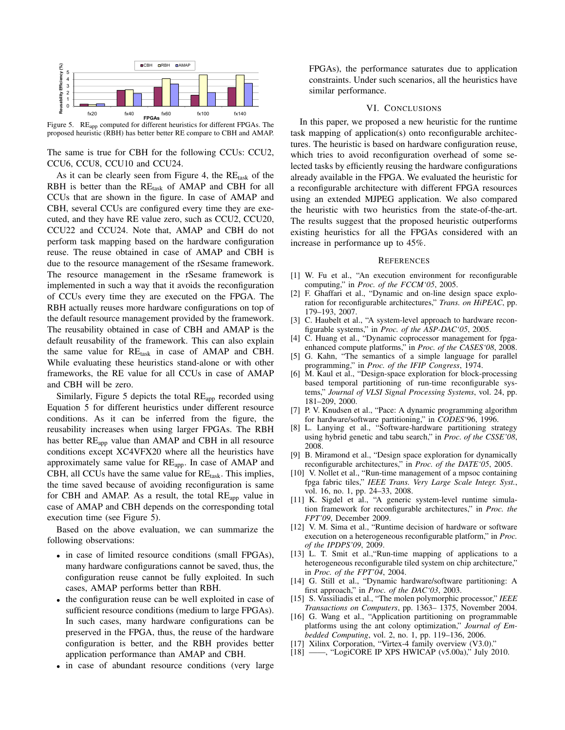CBH RBH AMAP

Reusability Efficiency (%)

5
4
3
2
1
0

fx20 fx40 fx60 fx100 fx140

FPGAs

Figure 5. $RE_{app}$ computed for different heuristics for different FPGAs. The proposed heuristic (RBH) has better better RE compare to CBH and AMAP.

The same is true for CBH for the following CCUs: CCU2, CCU6, CCU8, CCU10 and CCU24.

As it can be clearly seen from Figure 4, the $RE_{task}$ of the RBH is better than the $RE_{task}$ of AMAP and CBH for all CCUs that are shown in the figure. In case of AMAP and CBH, several CCUs are configured every time they are executed, and they have RE value zero, such as CCU2, CCU20, CCU22 and CCU24. Note that, AMAP and CBH do not perform task mapping based on the hardware configuration reuse. The reuse obtained in case of AMAP and CBH is due to the resource management of the rSesame framework. The resource management in the rSesame framework is implemented in such a way that it avoids the reconfiguration of CCUs every time they are executed on the FPGA. The RBH actually reuses more hardware configurations on top of the default resource management provided by the framework. The reusability obtained in case of CBH and AMAP is the default reusability of the framework. This can also explain the same value for $RE_{task}$ in case of AMAP and CBH. While evaluating these heuristics stand-alone or with other frameworks, the RE value for all CCUs in case of AMAP and CBH will be zero.

Similarly, Figure 5 depicts the total $RE_{app}$ recorded using Equation 5 for different heuristics under different resource conditions. As it can be inferred from the figure, the reusability increases when using larger FPGAs. The RBH has better $RE_{app}$ value than AMAP and CBH in all resource conditions except XC4VFX20 where all the heuristics have approximately same value for $RE_{app}$. In case of AMAP and CBH, all CCUs have the same value for $RE_{task}$. This implies, the time saved because of avoiding reconfiguration is same for CBH and AMAP. As a result, the total $RE_{app}$ value in case of AMAP and CBH depends on the corresponding total execution time (see Figure 5).

Based on the above evaluation, we can summarize the following observations:

- in case of limited resource conditions (small FPGAs), many hardware configurations cannot be saved, thus, the configuration reuse cannot be fully exploited. In such cases, AMAP performs better than RBH.
- the configuration reuse can be well exploited in case of sufficient resource conditions (medium to large FPGAs). In such cases, many hardware configurations can be preserved in the FPGA, thus, the reuse of the hardware configuration is better, and the RBH provides better application performance than AMAP and CBH.
- in case of abundant resource conditions (very large FPGAs), the performance saturates due to application constraints. Under such scenarios, all the heuristics have similar performance.

## VI. Conclusions

In this paper, we proposed a new heuristic for the runtime task mapping of application(s) onto reconfigurable architectures. The heuristic is based on hardware configuration reuse, which tries to avoid reconfiguration overhead of some selected tasks by efficiently reusing the hardware configurations already available in the FPGA. We evaluated the heuristic for a reconfigurable architecture with different FPGA resources using an extended MJPEG application. We also compared the heuristic with two heuristics from the state-of-the-art. The results suggest that the proposed heuristic outperforms existing heuristics for all the FPGAs considered with an increase in performance up to 45%.

## References

[1] W. Fu et al., "An execution environment for reconfigurable computing," in *Proc. of the FCCM'05*, 2005.

[2] F. Ghaffari et al., "Dynamic and on-line design space exploration for reconfigurable architectures," *Trans. on HiPEAC*, pp. 179–193, 2007.

[3] C. Haubelt et al., "A system-level approach to hardware reconfigurable systems," in *Proc. of the ASP-DAC'05*, 2005.

[4] C. Huang et al., "Dynamic coprocessor management for fpga-enhanced compute platforms," in *Proc. of the CASES'08*, 2008.

[5] G. Kahn, "The semantics of a simple language for parallel programming," in *Proc. of the IFIP Congress*, 1974.

[6] M. Kaul et al., "Design-space exploration for block-processing based temporal partitioning of run-time reconfigurable systems," *Journal of VLSI Signal Processing Systems*, vol. 24, pp. 181–209, 2000.

[7] P. V. Knudsen et al., "Pace: A dynamic programming algorithm for hardware/software partitioning," in *CODES'96*, 1996.

[8] L. Lanying et al., "Software-hardware partitioning strategy using hybrid genetic and tabu search," in *Proc. of the CSSE'08*, 2008.

[9] B. Miramond et al., "Design space exploration for dynamically reconfigurable architectures," in *Proc. of the DATE'05*, 2005.

[10] V. Nollet et al., "Run-time management of a mpsoc containing fpga fabric tiles," *IEEE Trans. Very Large Scale Integr. Syst.*, vol. 16, no. 1, pp. 24–33, 2008.

[11] K. Sigdel et al., "A generic system-level runtime simulation framework for reconfigurable architectures," in *Proc. the FPT'09*, December 2009.

[12] V. M. Sima et al., "Runtime decision of hardware or software execution on a heterogeneous reconfigurable platform," in *Proc. of the IPDPS'09*, 2009.

[13] L. T. Smit et al.,"Run-time mapping of applications to a heterogeneous reconfigurable tiled system on chip architecture," in *Proc. of the FPT'04*, 2004.

[14] G. Still et al., "Dynamic hardware/software partitioning: A first approach," in *Proc. of the DAC'03*, 2003.

[15] S. Vassiliadis et al., "The molen polymorphic processor," *IEEE Transactions on Computers*, pp. 1363– 1375, November 2004.

[16] G. Wang et al., "Application partitioning on programmable platforms using the ant colony optimization," *Journal of Embedded Computing*, vol. 2, no. 1, pp. 119–136, 2006.

[17] Xilinx Corporation, "Virtex-4 family overview (V3.0)."

[18] ——, "LogiCORE IP XPS HWICAP (v5.00a)," July 2010.